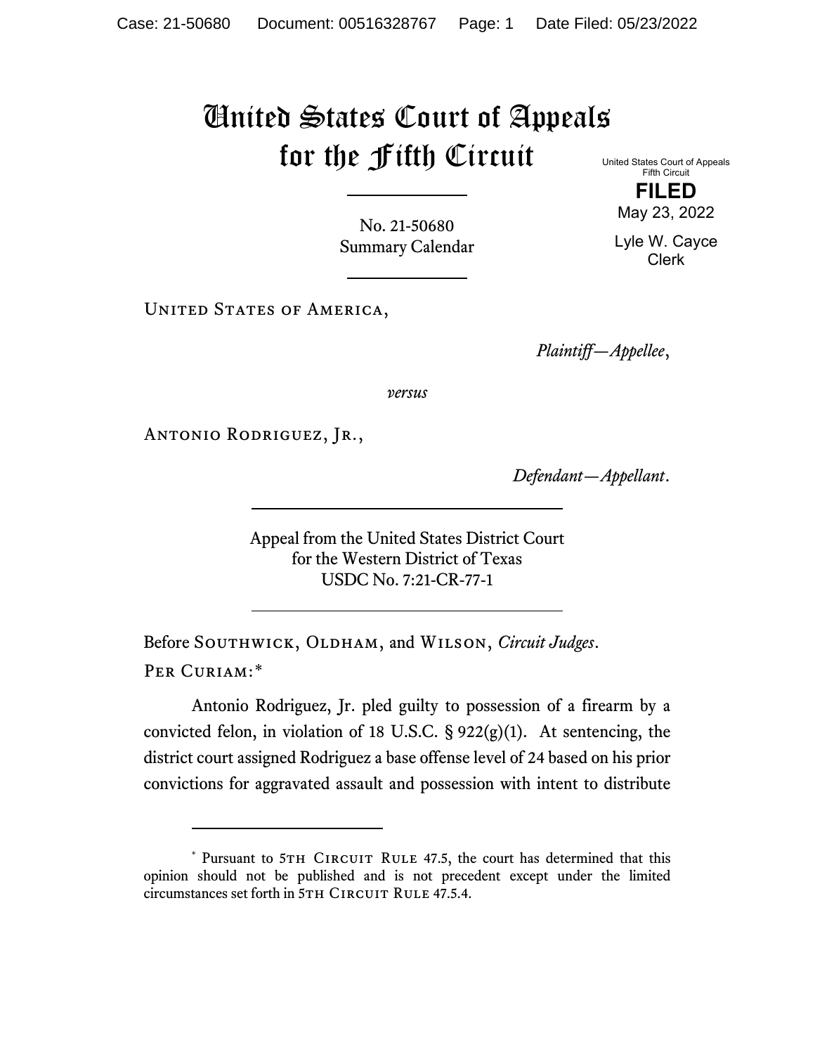# United States Court of Appeals for the Fifth Circuit

United States Court of Appeals
Fifth Circuit

**FILED**

May 23, 2022

Lyle W. Cayce
Clerk

---

No. 21-50680
Summary Calendar

---

United States of America,

*Plaintiff—Appellee*,

*versus*

Antonio Rodriguez, Jr.,

*Defendant—Appellant*.

---

Appeal from the United States District Court
for the Western District of Texas
USDC No. 7:21-CR-77-1

---

Before Southwick, Oldham, and Wilson, *Circuit Judges*.

Per Curiam:*

Antonio Rodriguez, Jr. pled guilty to possession of a firearm by a convicted felon, in violation of 18 U.S.C. § 922(g)(1). At sentencing, the district court assigned Rodriguez a base offense level of 24 based on his prior convictions for aggravated assault and possession with intent to distribute

---

\* Pursuant to 5th Circuit Rule 47.5, the court has determined that this opinion should not be published and is not precedent except under the limited circumstances set forth in 5th Circuit Rule 47.5.4.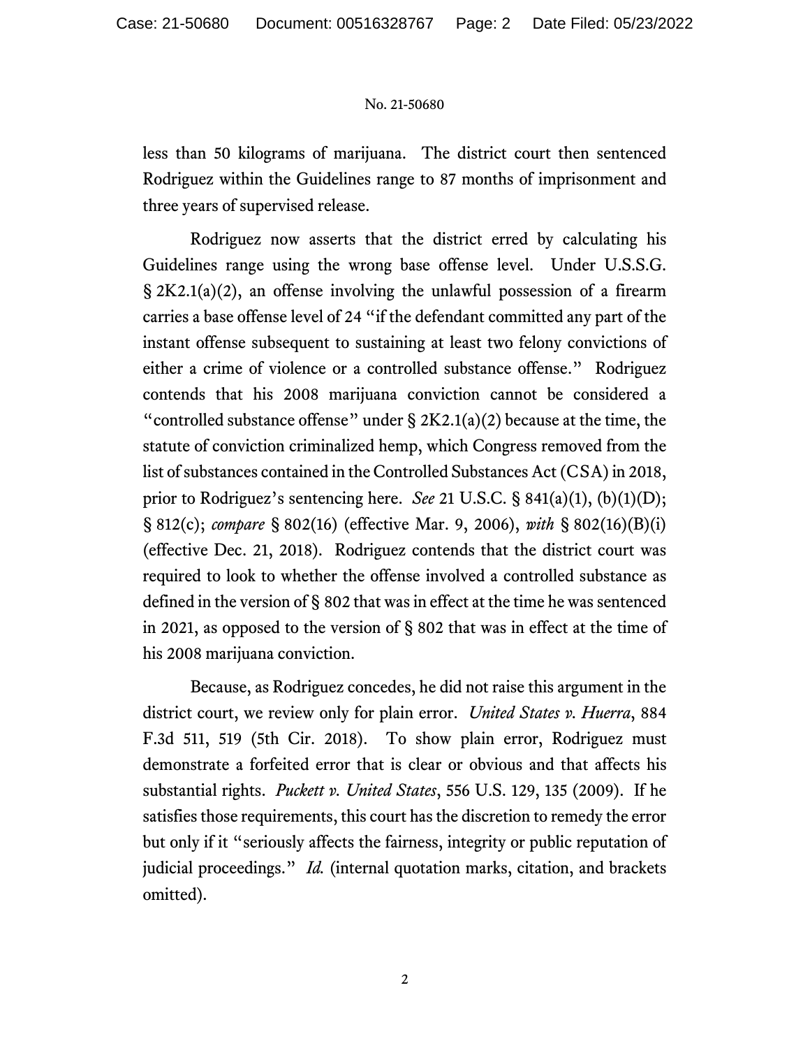less than 50 kilograms of marijuana. The district court then sentenced Rodriguez within the Guidelines range to 87 months of imprisonment and three years of supervised release.

Rodriguez now asserts that the district erred by calculating his Guidelines range using the wrong base offense level. Under U.S.S.G. § 2K2.1(a)(2), an offense involving the unlawful possession of a firearm carries a base offense level of 24 "if the defendant committed any part of the instant offense subsequent to sustaining at least two felony convictions of either a crime of violence or a controlled substance offense." Rodriguez contends that his 2008 marijuana conviction cannot be considered a "controlled substance offense" under § 2K2.1(a)(2) because at the time, the statute of conviction criminalized hemp, which Congress removed from the list of substances contained in the Controlled Substances Act (CSA) in 2018, prior to Rodriguez's sentencing here. *See* 21 U.S.C. § 841(a)(1), (b)(1)(D); § 812(c); *compare* § 802(16) (effective Mar. 9, 2006), *with* § 802(16)(B)(i) (effective Dec. 21, 2018). Rodriguez contends that the district court was required to look to whether the offense involved a controlled substance as defined in the version of § 802 that was in effect at the time he was sentenced in 2021, as opposed to the version of § 802 that was in effect at the time of his 2008 marijuana conviction.

Because, as Rodriguez concedes, he did not raise this argument in the district court, we review only for plain error. *United States v. Huerra*, 884 F.3d 511, 519 (5th Cir. 2018). To show plain error, Rodriguez must demonstrate a forfeited error that is clear or obvious and that affects his substantial rights. *Puckett v. United States*, 556 U.S. 129, 135 (2009). If he satisfies those requirements, this court has the discretion to remedy the error but only if it "seriously affects the fairness, integrity or public reputation of judicial proceedings." *Id.* (internal quotation marks, citation, and brackets omitted).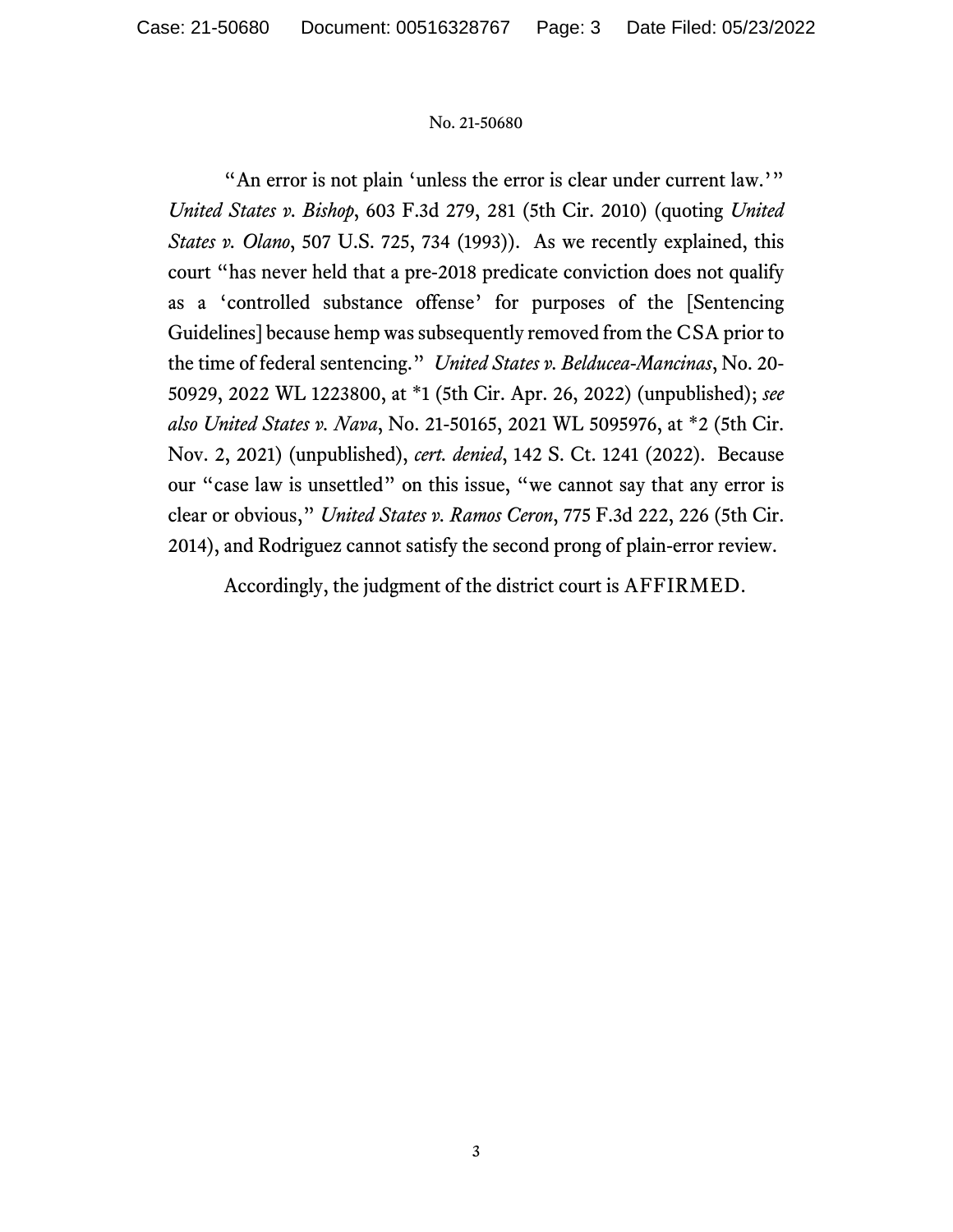"An error is not plain 'unless the error is clear under current law.'" *United States v. Bishop*, 603 F.3d 279, 281 (5th Cir. 2010) (quoting *United States v. Olano*, 507 U.S. 725, 734 (1993)). As we recently explained, this court "has never held that a pre-2018 predicate conviction does not qualify as a 'controlled substance offense' for purposes of the [Sentencing Guidelines] because hemp was subsequently removed from the CSA prior to the time of federal sentencing." *United States v. Belducea-Mancinas*, No. 20-50929, 2022 WL 1223800, at *1 (5th Cir. Apr. 26, 2022) (unpublished); *see also United States v. Nava*, No. 21-50165, 2021 WL 5095976, at *2 (5th Cir. Nov. 2, 2021) (unpublished), *cert. denied*, 142 S. Ct. 1241 (2022). Because our "case law is unsettled" on this issue, "we cannot say that any error is clear or obvious," *United States v. Ramos Ceron*, 775 F.3d 222, 226 (5th Cir. 2014), and Rodriguez cannot satisfy the second prong of plain-error review.

Accordingly, the judgment of the district court is AFFIRMED.